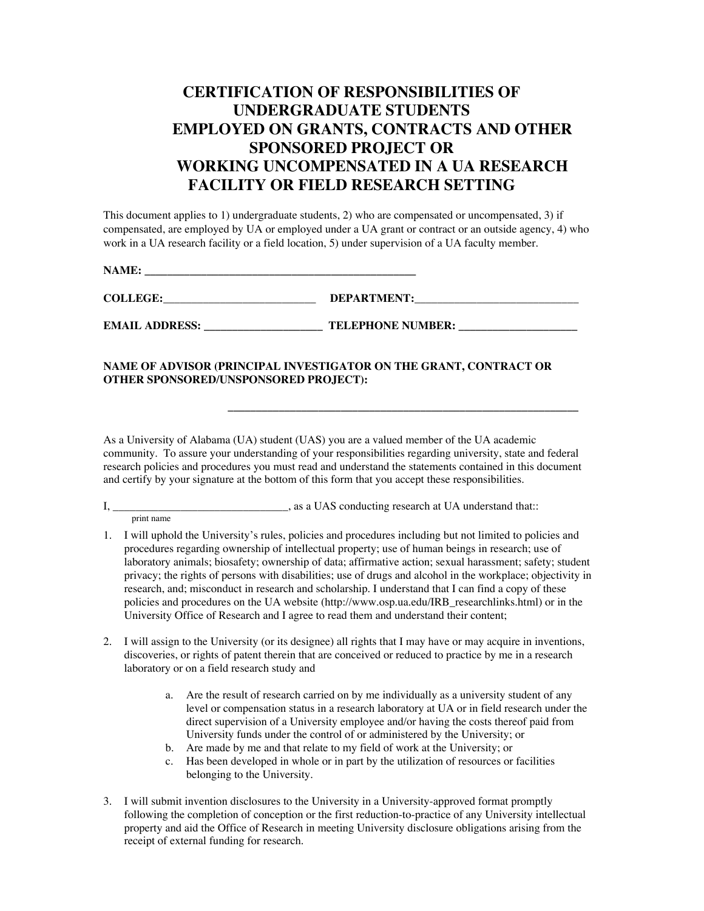# CERTIFICATION OF RESPONSIBILITIES OF UNDERGRADUATE STUDENTS EMPLOYED ON GRANTS, CONTRACTS AND OTHER SPONSORED PROJECT OR WORKING UNCOMPENSATED IN A UA RESEARCH FACILITY OR FIELD RESEARCH SETTING

This document applies to 1) undergraduate students, 2) who are compensated or uncompensated, 3) if compensated, are employed by UA or employed under a UA grant or contract or an outside agency, 4) who work in a UA research facility or a field location, 5) under supervision of a UA faculty member.

**NAME:** ______________________________________________

**COLLEGE:**___________________________ **DEPARTMENT:**_____________________________

**EMAIL ADDRESS:** ____________________ **TELEPHONE NUMBER:** ____________________

**NAME OF ADVISOR (PRINCIPAL INVESTIGATOR ON THE GRANT, CONTRACT OR OTHER SPONSORED/UNSPONSORED PROJECT):**

_____________________________________________________________

As a University of Alabama (UA) student (UAS) you are a valued member of the UA academic community. To assure your understanding of your responsibilities regarding university, state and federal research policies and procedures you must read and understand the statements contained in this document and certify by your signature at the bottom of this form that you accept these responsibilities.

I, _______________________________, as a UAS conducting research at UA understand that::
print name

1. I will uphold the University's rules, policies and procedures including but not limited to policies and procedures regarding ownership of intellectual property; use of human beings in research; use of laboratory animals; biosafety; ownership of data; affirmative action; sexual harassment; safety; student privacy; the rights of persons with disabilities; use of drugs and alcohol in the workplace; objectivity in research, and; misconduct in research and scholarship. I understand that I can find a copy of these policies and procedures on the UA website (http://www.osp.ua.edu/IRB_researchlinks.html) or in the University Office of Research and I agree to read them and understand their content;

2. I will assign to the University (or its designee) all rights that I may have or may acquire in inventions, discoveries, or rights of patent therein that are conceived or reduced to practice by me in a research laboratory or on a field research study and

   a. Are the result of research carried on by me individually as a university student of any level or compensation status in a research laboratory at UA or in field research under the direct supervision of a University employee and/or having the costs thereof paid from University funds under the control of or administered by the University; or
   b. Are made by me and that relate to my field of work at the University; or
   c. Has been developed in whole or in part by the utilization of resources or facilities belonging to the University.

3. I will submit invention disclosures to the University in a University-approved format promptly following the completion of conception or the first reduction-to-practice of any University intellectual property and aid the Office of Research in meeting University disclosure obligations arising from the receipt of external funding for research.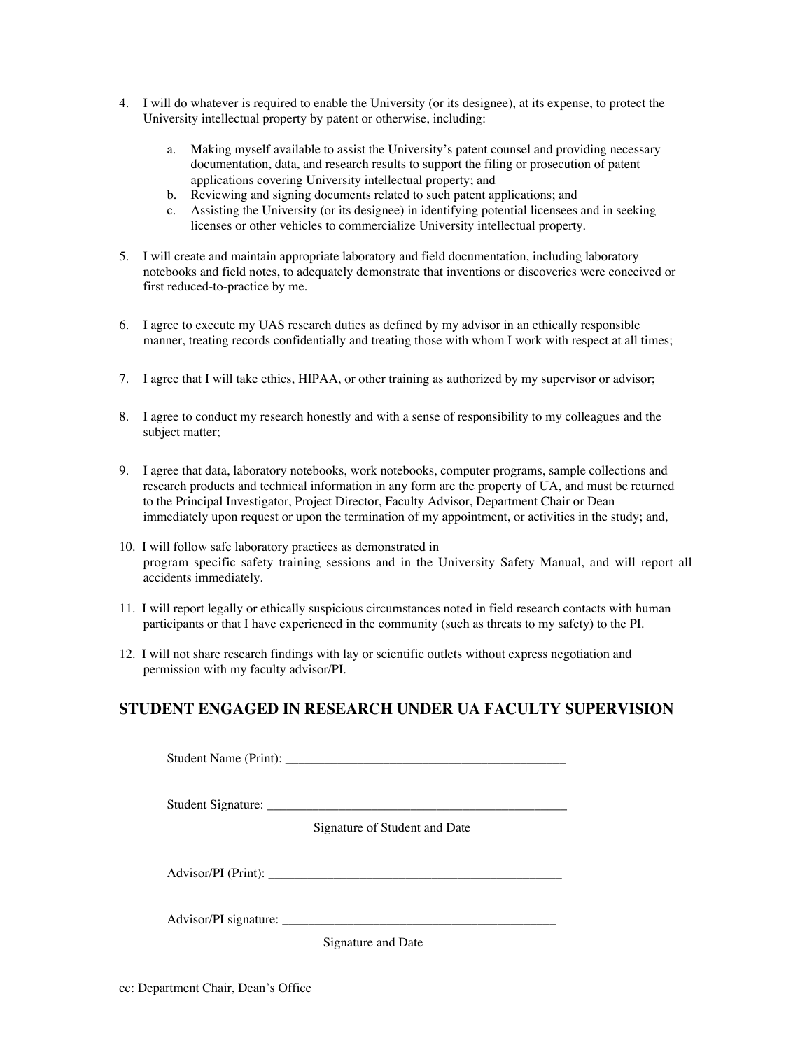4. I will do whatever is required to enable the University (or its designee), at its expense, to protect the University intellectual property by patent or otherwise, including:

    a. Making myself available to assist the University's patent counsel and providing necessary documentation, data, and research results to support the filing or prosecution of patent applications covering University intellectual property; and
    b. Reviewing and signing documents related to such patent applications; and
    c. Assisting the University (or its designee) in identifying potential licensees and in seeking licenses or other vehicles to commercialize University intellectual property.

5. I will create and maintain appropriate laboratory and field documentation, including laboratory notebooks and field notes, to adequately demonstrate that inventions or discoveries were conceived or first reduced-to-practice by me.

6. I agree to execute my UAS research duties as defined by my advisor in an ethically responsible manner, treating records confidentially and treating those with whom I work with respect at all times;

7. I agree that I will take ethics, HIPAA, or other training as authorized by my supervisor or advisor;

8. I agree to conduct my research honestly and with a sense of responsibility to my colleagues and the subject matter;

9. I agree that data, laboratory notebooks, work notebooks, computer programs, sample collections and research products and technical information in any form are the property of UA, and must be returned to the Principal Investigator, Project Director, Faculty Advisor, Department Chair or Dean immediately upon request or upon the termination of my appointment, or activities in the study; and,

10. I will follow safe laboratory practices as demonstrated in program specific safety training sessions and in the University Safety Manual, and will report all accidents immediately.

11. I will report legally or ethically suspicious circumstances noted in field research contacts with human participants or that I have experienced in the community (such as threats to my safety) to the PI.

12. I will not share research findings with lay or scientific outlets without express negotiation and permission with my faculty advisor/PI.

## STUDENT ENGAGED IN RESEARCH UNDER UA FACULTY SUPERVISION

Student Name (Print): ____________________________________________

Student Signature: ______________________________________________

Signature of Student and Date

Advisor/PI (Print): ______________________________________________

Advisor/PI signature: ____________________________________________

Signature and Date

cc: Department Chair, Dean's Office